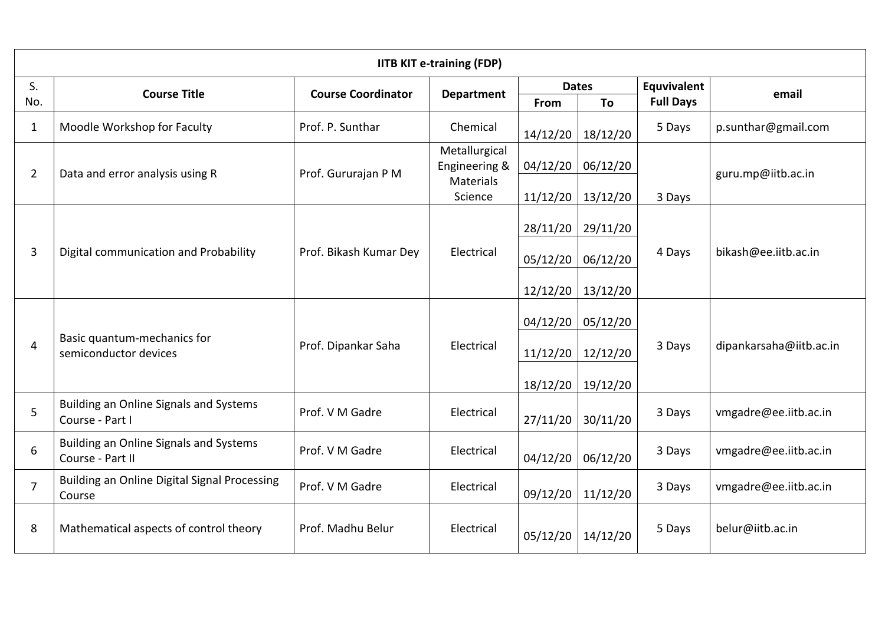| IITB KIT e-training (FDP) | | | | | | | |
|---|---|---|---|---|---|---|---|
| S. No. | Course Title | Course Coordinator | Department | Dates | | Equivalent Full Days | email |
| | | | | From | To | | |
| 1 | Moodle Workshop for Faculty | Prof. P. Sunthar | Chemical | 14/12/20 | 18/12/20 | 5 Days | p.sunthar@gmail.com |
| 2 | Data and error analysis using R | Prof. Gururajan P M | Metallurgical Engineering & Materials Science | 04/12/20 | 06/12/20 | 3 Days | guru.mp@iitb.ac.in |
| | | | | 11/12/20 | 13/12/20 | | |
| 3 | Digital communication and Probability | Prof. Bikash Kumar Dey | Electrical | 28/11/20 | 29/11/20 | 4 Days | bikash@ee.iitb.ac.in |
| | | | | 05/12/20 | 06/12/20 | | |
| | | | | 12/12/20 | 13/12/20 | | |
| 4 | Basic quantum-mechanics for semiconductor devices | Prof. Dipankar Saha | Electrical | 04/12/20 | 05/12/20 | 3 Days | dipankarsaha@iitb.ac.in |
| | | | | 11/12/20 | 12/12/20 | | |
| | | | | 18/12/20 | 19/12/20 | | |
| 5 | Building an Online Signals and Systems Course - Part I | Prof. V M Gadre | Electrical | 27/11/20 | 30/11/20 | 3 Days | vmgadre@ee.iitb.ac.in |
| 6 | Building an Online Signals and Systems Course - Part II | Prof. V M Gadre | Electrical | 04/12/20 | 06/12/20 | 3 Days | vmgadre@ee.iitb.ac.in |
| 7 | Building an Online Digital Signal Processing Course | Prof. V M Gadre | Electrical | 09/12/20 | 11/12/20 | 3 Days | vmgadre@ee.iitb.ac.in |
| 8 | Mathematical aspects of control theory | Prof. Madhu Belur | Electrical | 05/12/20 | 14/12/20 | 5 Days | belur@iitb.ac.in |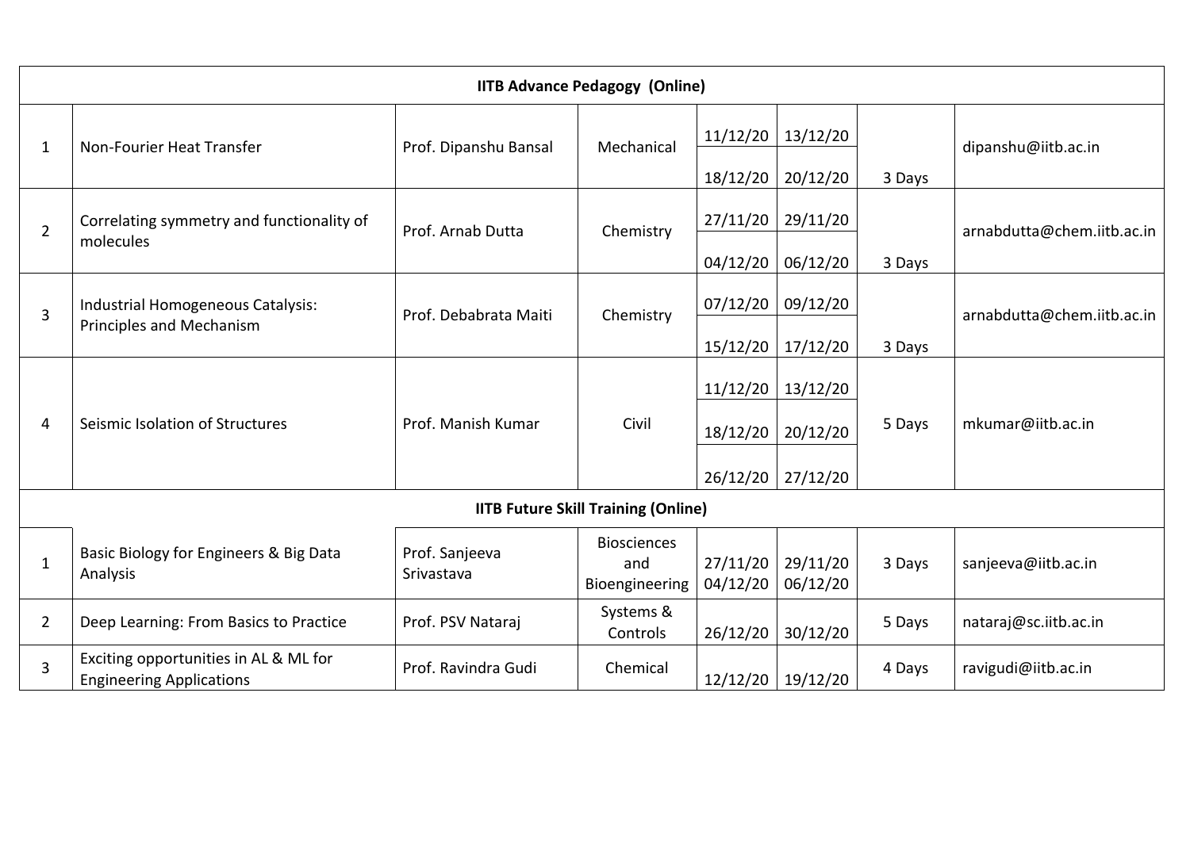| | | | | | | | |
|---|---|---|---|---|---|---|---|
| **IITB Advance Pedagogy (Online)** | | | | | | | |
| 1 | Non-Fourier Heat Transfer | Prof. Dipanshu Bansal | Mechanical | 11/12/20<br>18/12/20 | 13/12/20<br>20/12/20 | 3 Days | dipanshu@iitb.ac.in |
| 2 | Correlating symmetry and functionality of molecules | Prof. Arnab Dutta | Chemistry | 27/11/20<br>04/12/20 | 29/11/20<br>06/12/20 | 3 Days | arnabdutta@chem.iitb.ac.in |
| 3 | Industrial Homogeneous Catalysis: Principles and Mechanism | Prof. Debabrata Maiti | Chemistry | 07/12/20<br>15/12/20 | 09/12/20<br>17/12/20 | 3 Days | arnabdutta@chem.iitb.ac.in |
| 4 | Seismic Isolation of Structures | Prof. Manish Kumar | Civil | 11/12/20<br>18/12/20<br>26/12/20 | 13/12/20<br>20/12/20<br>27/12/20 | 5 Days | mkumar@iitb.ac.in |
| **IITB Future Skill Training (Online)** | | | | | | | |
| 1 | Basic Biology for Engineers & Big Data Analysis | Prof. Sanjeeva Srivastava | Biosciences and Bioengineering | 27/11/20<br>04/12/20 | 29/11/20<br>06/12/20 | 3 Days | sanjeeva@iitb.ac.in |
| 2 | Deep Learning: From Basics to Practice | Prof. PSV Nataraj | Systems & Controls | 26/12/20 | 30/12/20 | 5 Days | nataraj@sc.iitb.ac.in |
| 3 | Exciting opportunities in AL & ML for Engineering Applications | Prof. Ravindra Gudi | Chemical | 12/12/20 | 19/12/20 | 4 Days | ravigudi@iitb.ac.in |